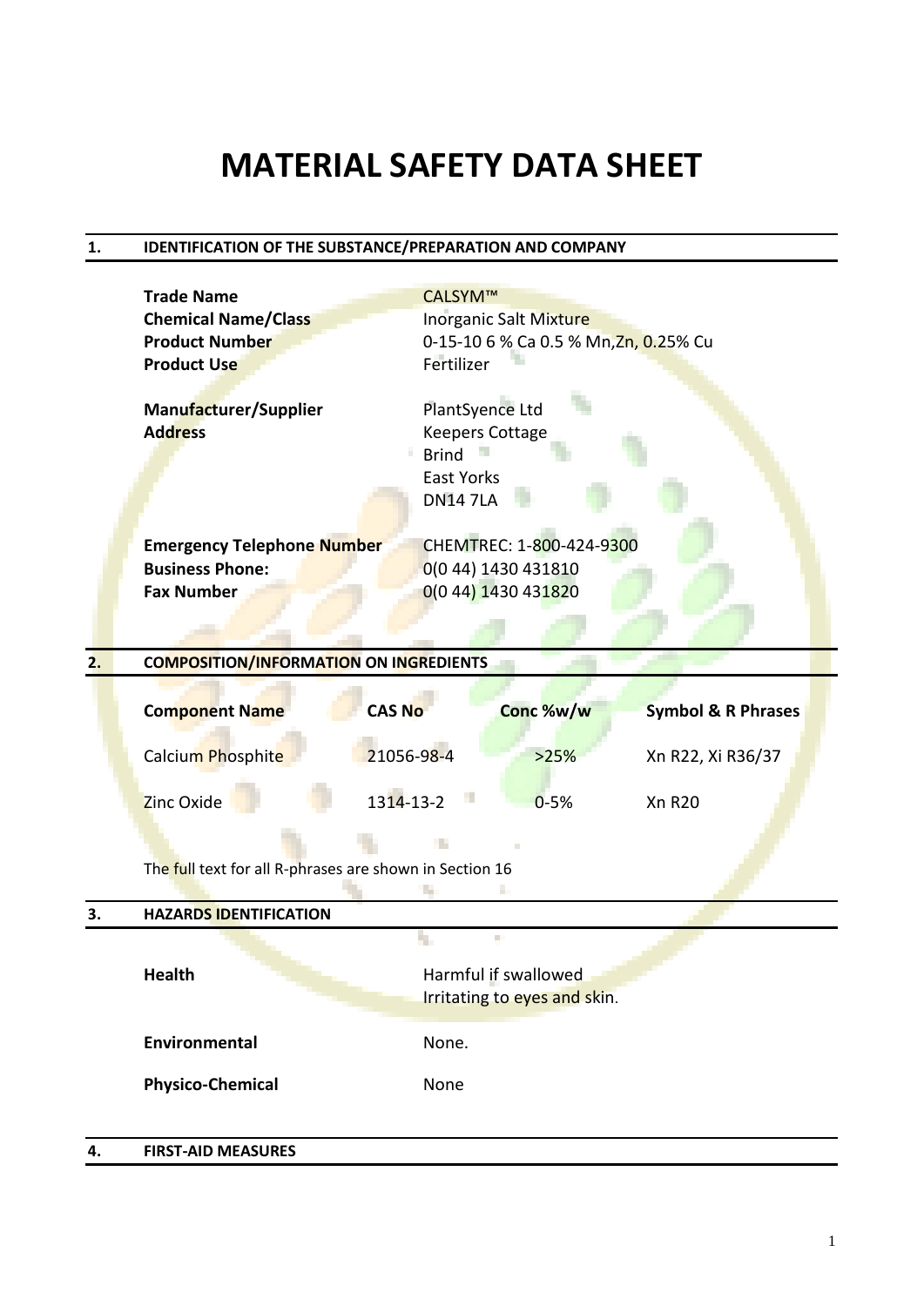# MATERIAL SAFETY DATA SHEET

## 1. IDENTIFICATION OF THE SUBSTANCE/PREPARATION AND COMPANY

| | |
|---|---|
| **Trade Name** | CALSYM™ |
| **Chemical Name/Class** | Inorganic Salt Mixture |
| **Product Number** | 0-15-10 6 % Ca 0.5 % Mn,Zn, 0.25% Cu |
| **Product Use** | Fertilizer |
| **Manufacturer/Supplier** | PlantSyence Ltd |
| **Address** | Keepers Cottage<br>Brind<br>East Yorks<br>DN14 7LA |
| **Emergency Telephone Number** | CHEMTREC: 1-800-424-9300 |
| **Business Phone:** | 0(0 44) 1430 431810 |
| **Fax Number** | 0(0 44) 1430 431820 |

## 2. COMPOSITION/INFORMATION ON INGREDIENTS

| Component Name | CAS No | Conc %w/w | Symbol & R Phrases |
|---|---|---|---|
| Calcium Phosphite | 21056-98-4 | >25% | Xn R22, Xi R36/37 |
| Zinc Oxide | 1314-13-2 | 0-5% | Xn R20 |

The full text for all R-phrases are shown in Section 16

## 3. HAZARDS IDENTIFICATION

| | |
|---|---|
| **Health** | Harmful if swallowed<br>Irritating to eyes and skin. |
| **Environmental** | None. |
| **Physico-Chemical** | None |

## 4. FIRST-AID MEASURES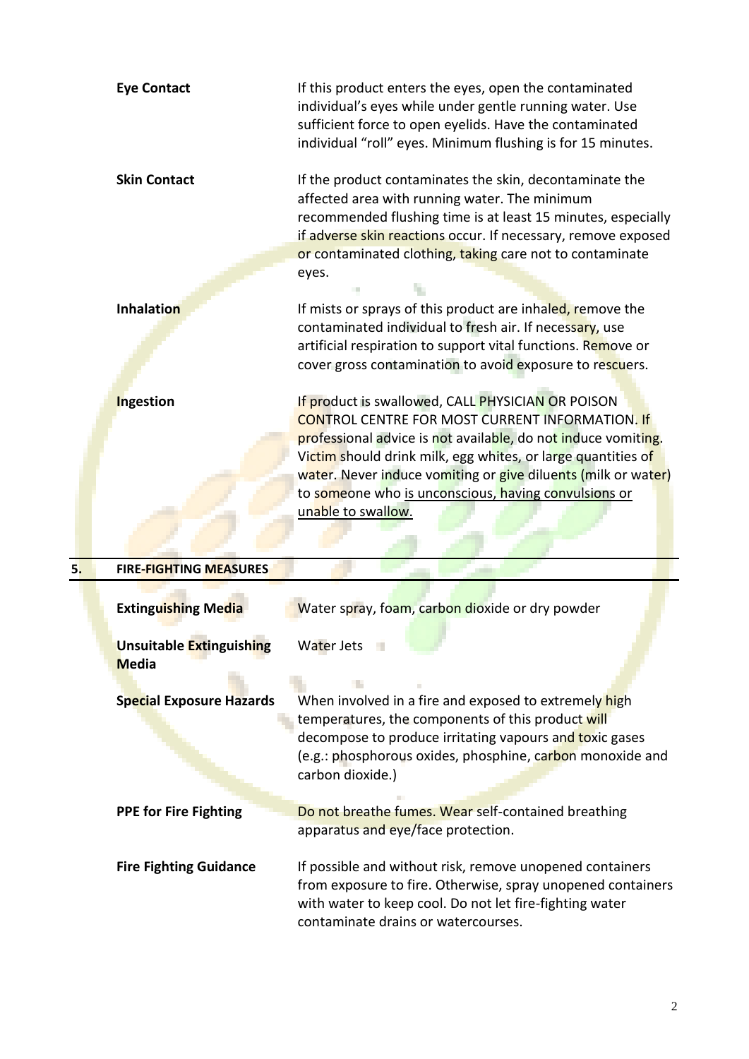**Eye Contact** If this product enters the eyes, open the contaminated individual's eyes while under gentle running water. Use sufficient force to open eyelids. Have the contaminated individual "roll" eyes. Minimum flushing is for 15 minutes.

**Skin Contact** If the product contaminates the skin, decontaminate the affected area with running water. The minimum recommended flushing time is at least 15 minutes, especially if adverse skin reactions occur. If necessary, remove exposed or contaminated clothing, taking care not to contaminate eyes.

**Inhalation** If mists or sprays of this product are inhaled, remove the contaminated individual to fresh air. If necessary, use artificial respiration to support vital functions. Remove or cover gross contamination to avoid exposure to rescuers.

**Ingestion** If product is swallowed, CALL PHYSICIAN OR POISON CONTROL CENTRE FOR MOST CURRENT INFORMATION. If professional advice is not available, do not induce vomiting. Victim should drink milk, egg whites, or large quantities of water. Never induce vomiting or give diluents (milk or water) to someone who <u>is unconscious, having convulsions or unable to swallow.</u>

## 5. FIRE-FIGHTING MEASURES

**Extinguishing Media** Water spray, foam, carbon dioxide or dry powder

**Unsuitable Extinguishing Media** Water Jets

**Special Exposure Hazards** When involved in a fire and exposed to extremely high temperatures, the components of this product will decompose to produce irritating vapours and toxic gases (e.g.: phosphorous oxides, phosphine, carbon monoxide and carbon dioxide.)

**PPE for Fire Fighting** Do not breathe fumes. Wear self-contained breathing apparatus and eye/face protection.

**Fire Fighting Guidance** If possible and without risk, remove unopened containers from exposure to fire. Otherwise, spray unopened containers with water to keep cool. Do not let fire-fighting water contaminate drains or watercourses.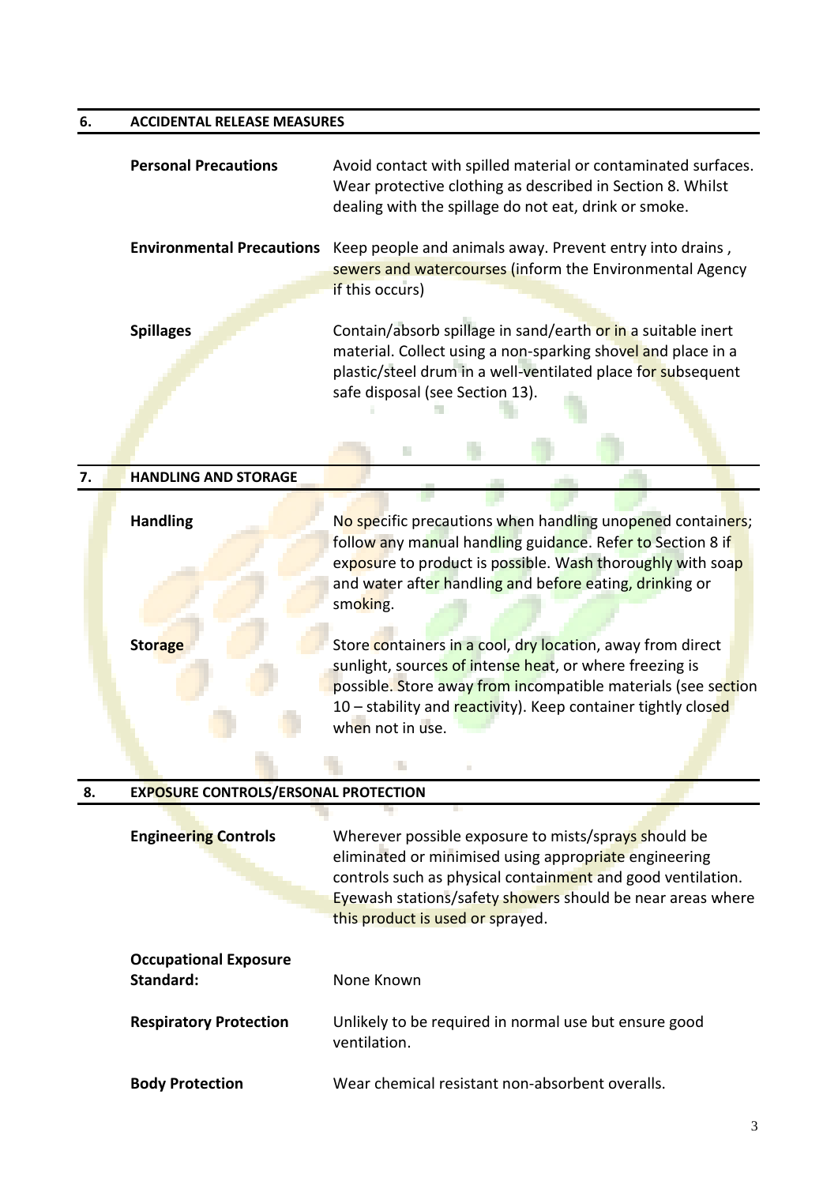## 6. ACCIDENTAL RELEASE MEASURES

**Personal Precautions** — Avoid contact with spilled material or contaminated surfaces. Wear protective clothing as described in Section 8. Whilst dealing with the spillage do not eat, drink or smoke.

**Environmental Precautions** — Keep people and animals away. Prevent entry into drains , sewers and watercourses (inform the Environmental Agency if this occurs)

**Spillages** — Contain/absorb spillage in sand/earth or in a suitable inert material. Collect using a non-sparking shovel and place in a plastic/steel drum in a well-ventilated place for subsequent safe disposal (see Section 13).

## 7. HANDLING AND STORAGE

**Handling** — No specific precautions when handling unopened containers; follow any manual handling guidance. Refer to Section 8 if exposure to product is possible. Wash thoroughly with soap and water after handling and before eating, drinking or smoking.

**Storage** — Store containers in a cool, dry location, away from direct sunlight, sources of intense heat, or where freezing is possible. Store away from incompatible materials (see section 10 – stability and reactivity). Keep container tightly closed when not in use.

## 8. EXPOSURE CONTROLS/ERSONAL PROTECTION

**Engineering Controls** — Wherever possible exposure to mists/sprays should be eliminated or minimised using appropriate engineering controls such as physical containment and good ventilation. Eyewash stations/safety showers should be near areas where this product is used or sprayed.

**Occupational Exposure Standard:** — None Known

**Respiratory Protection** — Unlikely to be required in normal use but ensure good ventilation.

**Body Protection** — Wear chemical resistant non-absorbent overalls.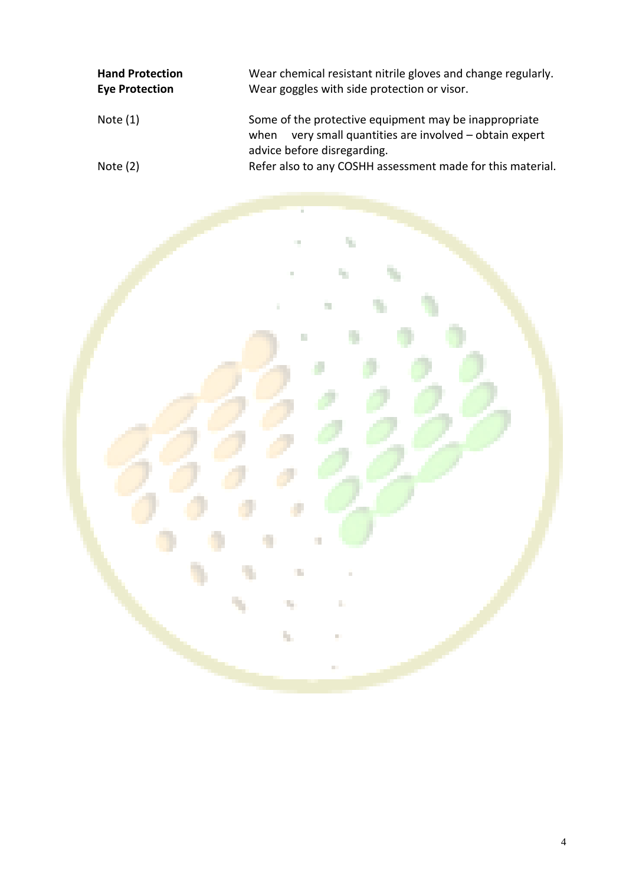| | |
|---|---|
| **Hand Protection** | Wear chemical resistant nitrile gloves and change regularly. |
| **Eye Protection** | Wear goggles with side protection or visor. |
| Note (1) | Some of the protective equipment may be inappropriate when very small quantities are involved – obtain expert advice before disregarding. |
| Note (2) | Refer also to any COSHH assessment made for this material. |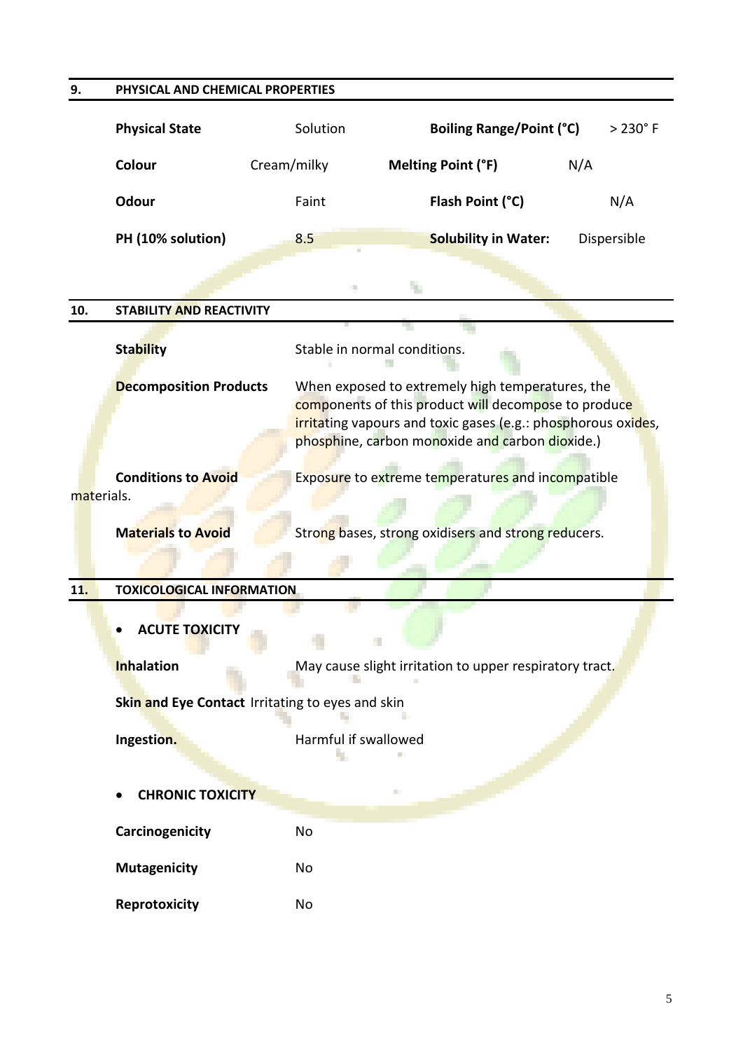## 9. PHYSICAL AND CHEMICAL PROPERTIES

| | | | |
|---|---|---|---|
| **Physical State** | Solution | **Boiling Range/Point (°C)** | > 230° F |
| **Colour** | Cream/milky | **Melting Point (°F)** | N/A |
| **Odour** | Faint | **Flash Point (°C)** | N/A |
| **PH (10% solution)** | 8.5 | **Solubility in Water:** | Dispersible |

## 10. STABILITY AND REACTIVITY

**Stability** Stable in normal conditions.

**Decomposition Products** When exposed to extremely high temperatures, the components of this product will decompose to produce irritating vapours and toxic gases (e.g.: phosphorous oxides, phosphine, carbon monoxide and carbon dioxide.)

**Conditions to Avoid** Exposure to extreme temperatures and incompatible materials.

**Materials to Avoid** Strong bases, strong oxidisers and strong reducers.

## 11. TOXICOLOGICAL INFORMATION

- **ACUTE TOXICITY**

**Inhalation** May cause slight irritation to upper respiratory tract.

**Skin and Eye Contact** Irritating to eyes and skin

**Ingestion.** Harmful if swallowed

- **CHRONIC TOXICITY**

**Carcinogenicity** No

**Mutagenicity** No

**Reprotoxicity** No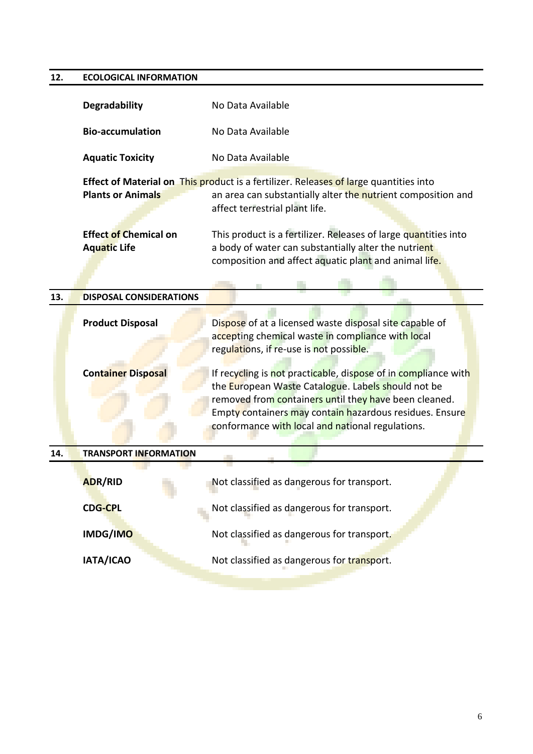## 12. ECOLOGICAL INFORMATION

| | |
|---|---|
| **Degradability** | No Data Available |
| **Bio-accumulation** | No Data Available |
| **Aquatic Toxicity** | No Data Available |
| **Effect of Material on Plants or Animals** | This product is a fertilizer. Releases of large quantities into an area can substantially alter the nutrient composition and affect terrestrial plant life. |
| **Effect of Chemical on Aquatic Life** | This product is a fertilizer. Releases of large quantities into a body of water can substantially alter the nutrient composition and affect aquatic plant and animal life. |

## 13. DISPOSAL CONSIDERATIONS

| | |
|---|---|
| **Product Disposal** | Dispose of at a licensed waste disposal site capable of accepting chemical waste in compliance with local regulations, if re-use is not possible. |
| **Container Disposal** | If recycling is not practicable, dispose of in compliance with the European Waste Catalogue. Labels should not be removed from containers until they have been cleaned. Empty containers may contain hazardous residues. Ensure conformance with local and national regulations. |

## 14. TRANSPORT INFORMATION

| | |
|---|---|
| **ADR/RID** | Not classified as dangerous for transport. |
| **CDG-CPL** | Not classified as dangerous for transport. |
| **IMDG/IMO** | Not classified as dangerous for transport. |
| **IATA/ICAO** | Not classified as dangerous for transport. |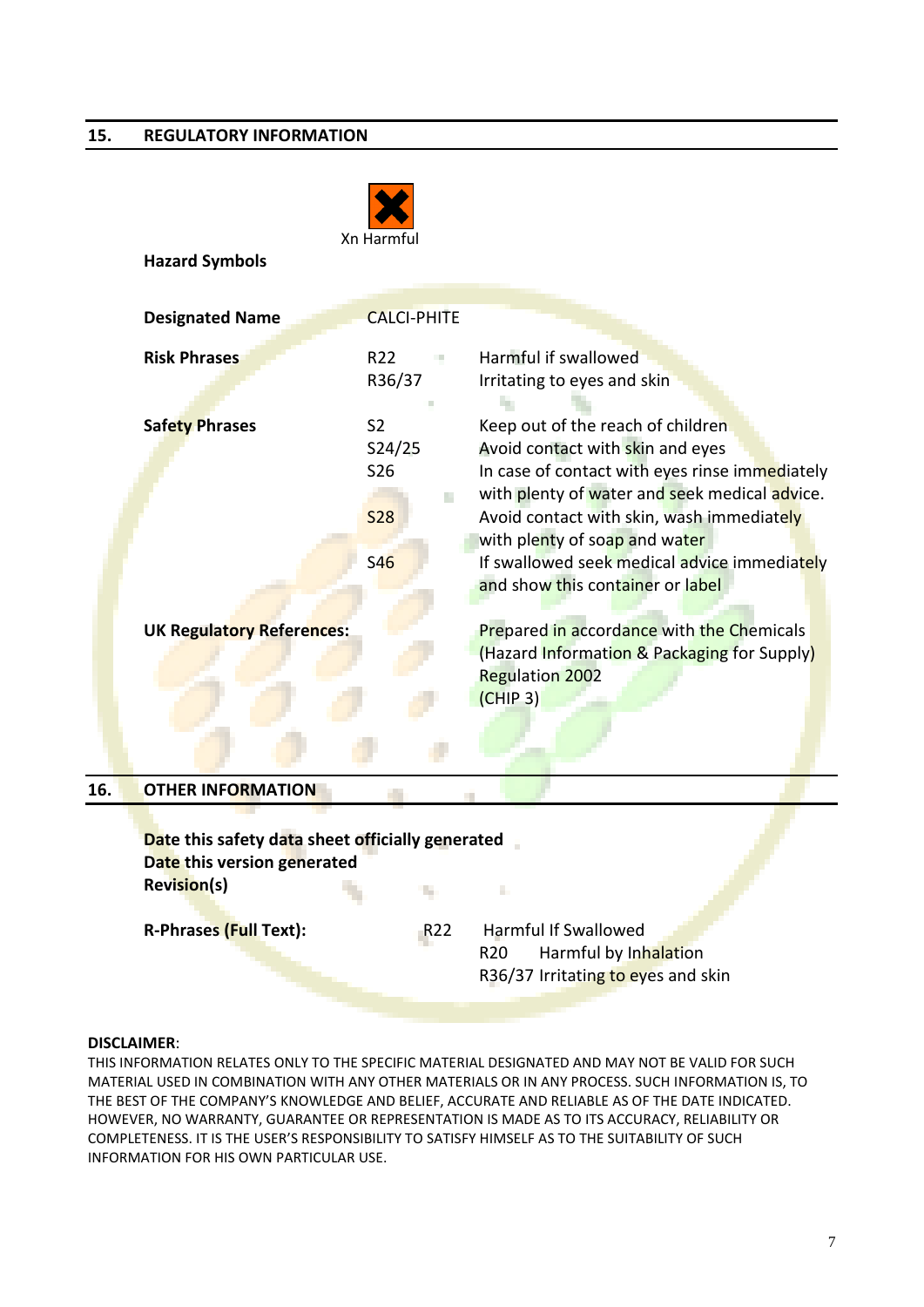## 15. REGULATORY INFORMATION

**Hazard Symbols** Xn Harmful

| | | |
|---|---|---|
| **Designated Name** | CALCI-PHITE | |
| **Risk Phrases** | R22 | Harmful if swallowed |
| | R36/37 | Irritating to eyes and skin |
| **Safety Phrases** | S2 | Keep out of the reach of children |
| | S24/25 | Avoid contact with skin and eyes |
| | S26 | In case of contact with eyes rinse immediately with plenty of water and seek medical advice. |
| | S28 | Avoid contact with skin, wash immediately with plenty of soap and water |
| | S46 | If swallowed seek medical advice immediately and show this container or label |
| **UK Regulatory References:** | | Prepared in accordance with the Chemicals (Hazard Information & Packaging for Supply) Regulation 2002 (CHIP 3) |

## 16. OTHER INFORMATION

**Date this safety data sheet officially generated**
**Date this version generated**
**Revision(s)**

| | | |
|---|---|---|
| **R-Phrases (Full Text):** | R22 | Harmful If Swallowed |
| | R20 | Harmful by Inhalation |
| | R36/37 | Irritating to eyes and skin |

**DISCLAIMER**:
THIS INFORMATION RELATES ONLY TO THE SPECIFIC MATERIAL DESIGNATED AND MAY NOT BE VALID FOR SUCH MATERIAL USED IN COMBINATION WITH ANY OTHER MATERIALS OR IN ANY PROCESS. SUCH INFORMATION IS, TO THE BEST OF THE COMPANY'S KNOWLEDGE AND BELIEF, ACCURATE AND RELIABLE AS OF THE DATE INDICATED. HOWEVER, NO WARRANTY, GUARANTEE OR REPRESENTATION IS MADE AS TO ITS ACCURACY, RELIABILITY OR COMPLETENESS. IT IS THE USER'S RESPONSIBILITY TO SATISFY HIMSELF AS TO THE SUITABILITY OF SUCH INFORMATION FOR HIS OWN PARTICULAR USE.